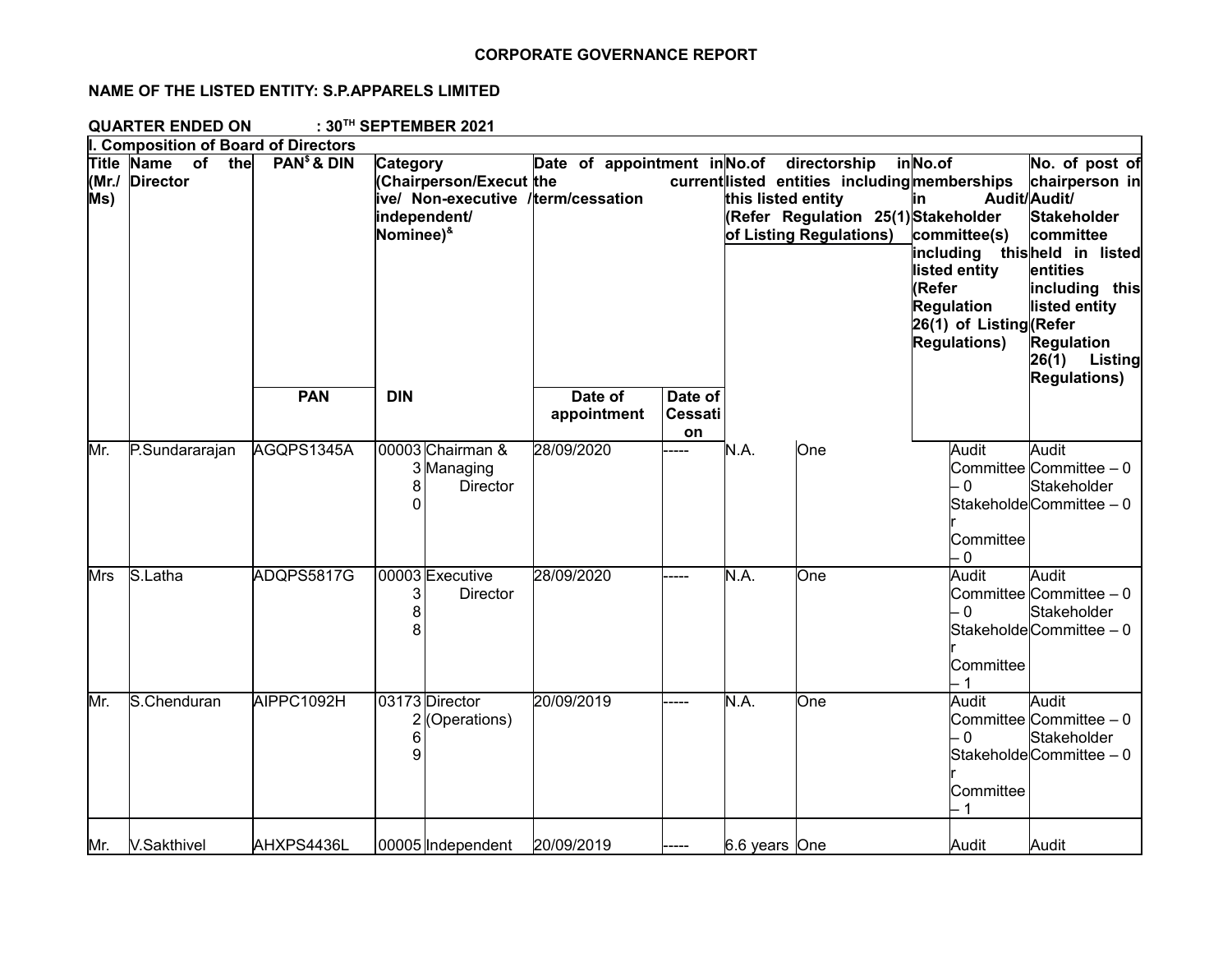# CORPORATE GOVERNANCE REPORT

**NAME OF THE LISTED ENTITY: S.P.APPARELS LIMITED**

**QUARTER ENDED ON : 30TH SEPTEMBER 2021**

**I. Composition of Board of Directors**

| Title (Mr./ Ms) | Name of the Director | PAN$ & DIN | | Category (Chairperson/Executive/ Non-executive / independent/ Nominee)& | Date of appointment in the current term/cessation | | No.of directorship in listed entities including this listed entity (Refer Regulation 25(1) of Listing Regulations) | | No.of memberships in Audit/ Stakeholder committee(s) including this listed entity (Refer Regulation 26(1) of Listing Regulations) | No. of post of chairperson in Audit/ Stakeholder committee held in listed entities including this listed entity (Refer Regulation 26(1) Listing Regulations) |
|---|---|---|---|---|---|---|---|---|---|---|
| | | PAN | DIN | | Date of appointment | Date of Cessation | | | | |
| Mr. | P.Sundararajan | AGQPS1345A | 00003380 | Chairman & Managing Director | 28/09/2020 | ----- | N.A. | One | Audit Committee – 0 Stakeholder Committee – 0 | Audit Committee – 0 Stakeholder Committee – 0 |
| Mrs | S.Latha | ADQPS5817G | 00003388 | Executive Director | 28/09/2020 | ----- | N.A. | One | Audit Committee – 0 Stakeholder Committee – 1 | Audit Committee – 0 Stakeholder Committee – 0 |
| Mr. | S.Chenduran | AIPPC1092H | 03173269 | Director (Operations) | 20/09/2019 | ----- | N.A. | One | Audit Committee – 0 Stakeholder Committee – 1 | Audit Committee – 0 Stakeholder Committee – 0 |
| Mr. | V.Sakthivel | AHXPS4436L | 00005 | Independent | 20/09/2019 | ----- | 6.6 years | One | Audit | Audit |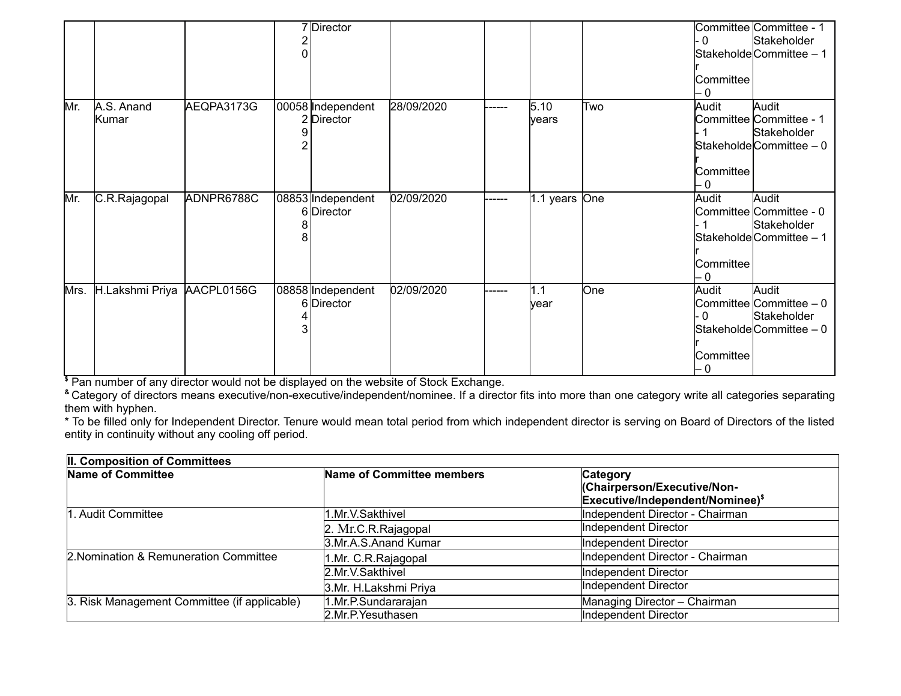| | | | | | | | | | | |
|---|---|---|---|---|---|---|---|---|---|---|
| | | | 720 | Director | | | | | Committee - 0 Stakeholder Committee – 0 | Committee - 1 Stakeholder Committee – 1 |
| Mr. | A.S. Anand Kumar | AEQPA3173G | 00058292 | Independent Director | 28/09/2020 | ------ | 5.10 years | Two | Audit Committee - 1 Stakeholder Committee – 0 | Audit Committee - 1 Stakeholder Committee – 0 |
| Mr. | C.R.Rajagopal | ADNPR6788C | 08853688 | Independent Director | 02/09/2020 | ------ | 1.1 years | One | Audit Committee - 1 Stakeholder Committee – 0 | Audit Committee - 0 Stakeholder Committee – 1 |
| Mrs. | H.Lakshmi Priya | AACPL0156G | 08858643 | Independent Director | 02/09/2020 | ------ | 1.1 year | One | Audit Committee - 0 Stakeholder Committee – 0 | Audit Committee – 0 Stakeholder Committee – 0 |

[$] Pan number of any director would not be displayed on the website of Stock Exchange.

[&] Category of directors means executive/non-executive/independent/nominee. If a director fits into more than one category write all categories separating them with hyphen.

* To be filled only for Independent Director. Tenure would mean total period from which independent director is serving on Board of Directors of the listed entity in continuity without any cooling off period.

| **II. Composition of Committees** | | |
|---|---|---|
| **Name of Committee** | **Name of Committee members** | **Category (Chairperson/Executive/Non-Executive/Independent/Nominee)[$]** |
| 1. Audit Committee | 1.Mr.V.Sakthivel | Independent Director - Chairman |
| | 2. Mr.C.R.Rajagopal | Independent Director |
| | 3.Mr.A.S.Anand Kumar | Independent Director |
| 2.Nomination & Remuneration Committee | 1.Mr. C.R.Rajagopal | Independent Director - Chairman |
| | 2.Mr.V.Sakthivel | Independent Director |
| | 3.Mr. H.Lakshmi Priya | Independent Director |
| 3. Risk Management Committee (if applicable) | 1.Mr.P.Sundararajan | Managing Director – Chairman |
| | 2.Mr.P.Yesuthasen | Independent Director |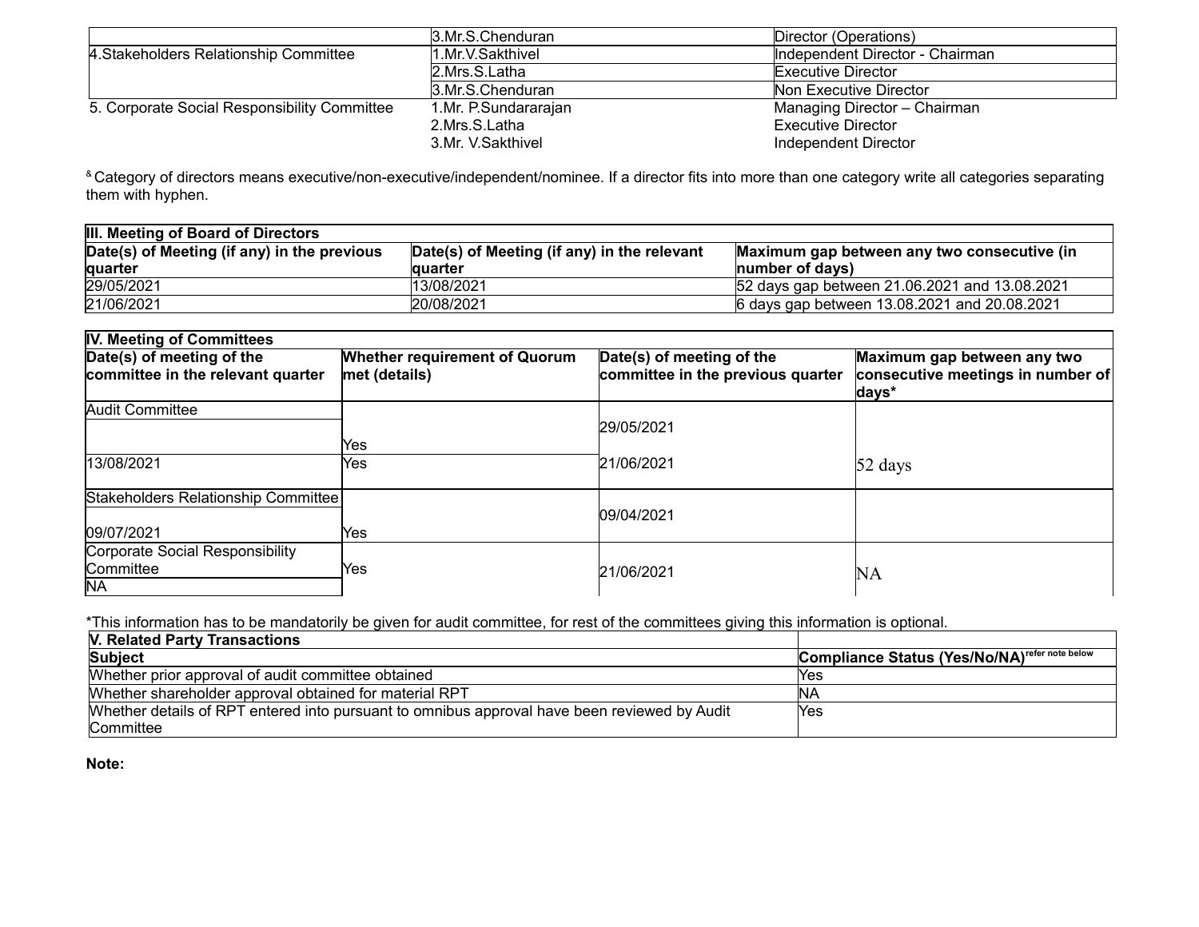| | | |
|---|---|---|
| | 3.Mr.S.Chenduran | Director (Operations) |
| 4.Stakeholders Relationship Committee | 1.Mr.V.Sakthivel | Independent Director - Chairman |
| | 2.Mrs.S.Latha | Executive Director |
| | 3.Mr.S.Chenduran | Non Executive Director |
| 5. Corporate Social Responsibility Committee | 1.Mr. P.Sundararajan | Managing Director – Chairman |
| | 2.Mrs.S.Latha | Executive Director |
| | 3.Mr. V.Sakthivel | Independent Director |

[&] Category of directors means executive/non-executive/independent/nominee. If a director fits into more than one category write all categories separating them with hyphen.

| III. Meeting of Board of Directors | | |
|---|---|---|
| **Date(s) of Meeting (if any) in the previous quarter** | **Date(s) of Meeting (if any) in the relevant quarter** | **Maximum gap between any two consecutive (in number of days)** |
| 29/05/2021 | 13/08/2021 | 52 days gap between 21.06.2021 and 13.08.2021 |
| 21/06/2021 | 20/08/2021 | 6 days gap between 13.08.2021 and 20.08.2021 |

| IV. Meeting of Committees | | | |
|---|---|---|---|
| **Date(s) of meeting of the committee in the relevant quarter** | **Whether requirement of Quorum met (details)** | **Date(s) of meeting of the committee in the previous quarter** | **Maximum gap between any two consecutive meetings in number of days*** |
| Audit Committee | | | |
| | Yes | 29/05/2021 | |
| 13/08/2021 | Yes | 21/06/2021 | 52 days |
| Stakeholders Relationship Committee | | | |
| 09/07/2021 | Yes | 09/04/2021 | |
| Corporate Social Responsibility Committee | Yes | 21/06/2021 | NA |
| NA | | | |

*This information has to be mandatorily be given for audit committee, for rest of the committees giving this information is optional.

| V. Related Party Transactions | |
|---|---|
| **Subject** | **Compliance Status (Yes/No/NA)**[refer note below] |
| Whether prior approval of audit committee obtained | Yes |
| Whether shareholder approval obtained for material RPT | NA |
| Whether details of RPT entered into pursuant to omnibus approval have been reviewed by Audit Committee | Yes |

**Note:**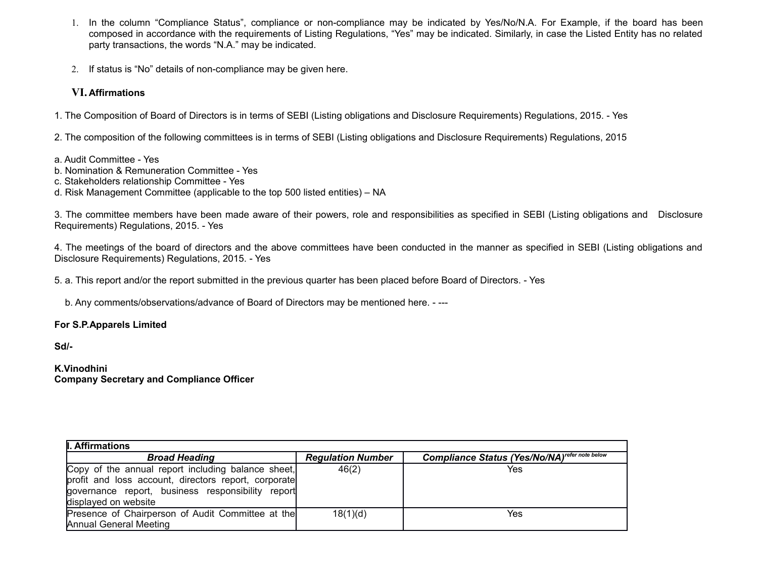1. In the column "Compliance Status", compliance or non-compliance may be indicated by Yes/No/N.A. For Example, if the board has been composed in accordance with the requirements of Listing Regulations, "Yes" may be indicated. Similarly, in case the Listed Entity has no related party transactions, the words "N.A." may be indicated.

2. If status is "No" details of non-compliance may be given here.

### VI. Affirmations

1. The Composition of Board of Directors is in terms of SEBI (Listing obligations and Disclosure Requirements) Regulations, 2015. - Yes

2. The composition of the following committees is in terms of SEBI (Listing obligations and Disclosure Requirements) Regulations, 2015

a. Audit Committee - Yes
b. Nomination & Remuneration Committee - Yes
c. Stakeholders relationship Committee - Yes
d. Risk Management Committee (applicable to the top 500 listed entities) – NA

3. The committee members have been made aware of their powers, role and responsibilities as specified in SEBI (Listing obligations and Disclosure Requirements) Regulations, 2015. - Yes

4. The meetings of the board of directors and the above committees have been conducted in the manner as specified in SEBI (Listing obligations and Disclosure Requirements) Regulations, 2015. - Yes

5. a. This report and/or the report submitted in the previous quarter has been placed before Board of Directors. - Yes

b. Any comments/observations/advance of Board of Directors may be mentioned here. - ---

**For S.P.Apparels Limited**

**Sd/-**

**K.Vinodhini**
**Company Secretary and Compliance Officer**

| **I. Affirmations** | | |
|---|---|---|
| ***Broad Heading*** | ***Regulation Number*** | ***Compliance Status (Yes/No/NA)*** *refer note below* |
| Copy of the annual report including balance sheet, profit and loss account, directors report, corporate governance report, business responsibility report displayed on website | 46(2) | Yes |
| Presence of Chairperson of Audit Committee at the Annual General Meeting | 18(1)(d) | Yes |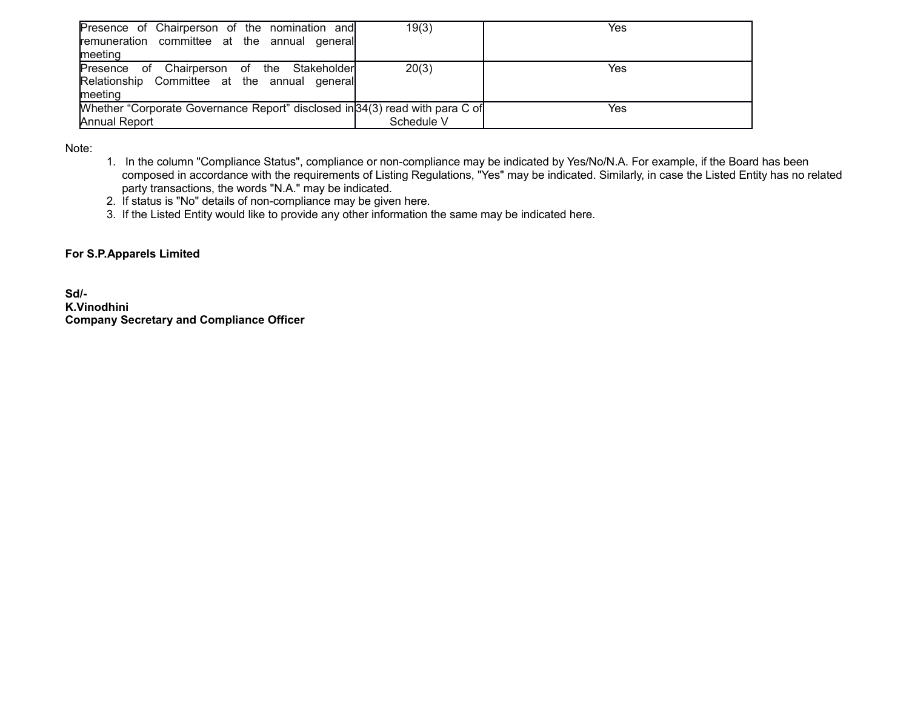| | | |
|---|---|---|
| Presence of Chairperson of the nomination and remuneration committee at the annual general meeting | 19(3) | Yes |
| Presence of Chairperson of the Stakeholder Relationship Committee at the annual general meeting | 20(3) | Yes |
| Whether "Corporate Governance Report" disclosed in Annual Report | 34(3) read with para C of Schedule V | Yes |

Note:

1. In the column "Compliance Status", compliance or non-compliance may be indicated by Yes/No/N.A. For example, if the Board has been composed in accordance with the requirements of Listing Regulations, "Yes" may be indicated. Similarly, in case the Listed Entity has no related party transactions, the words "N.A." may be indicated.
2. If status is "No" details of non-compliance may be given here.
3. If the Listed Entity would like to provide any other information the same may be indicated here.

**For S.P.Apparels Limited**

**Sd/-**
**K.Vinodhini**
**Company Secretary and Compliance Officer**